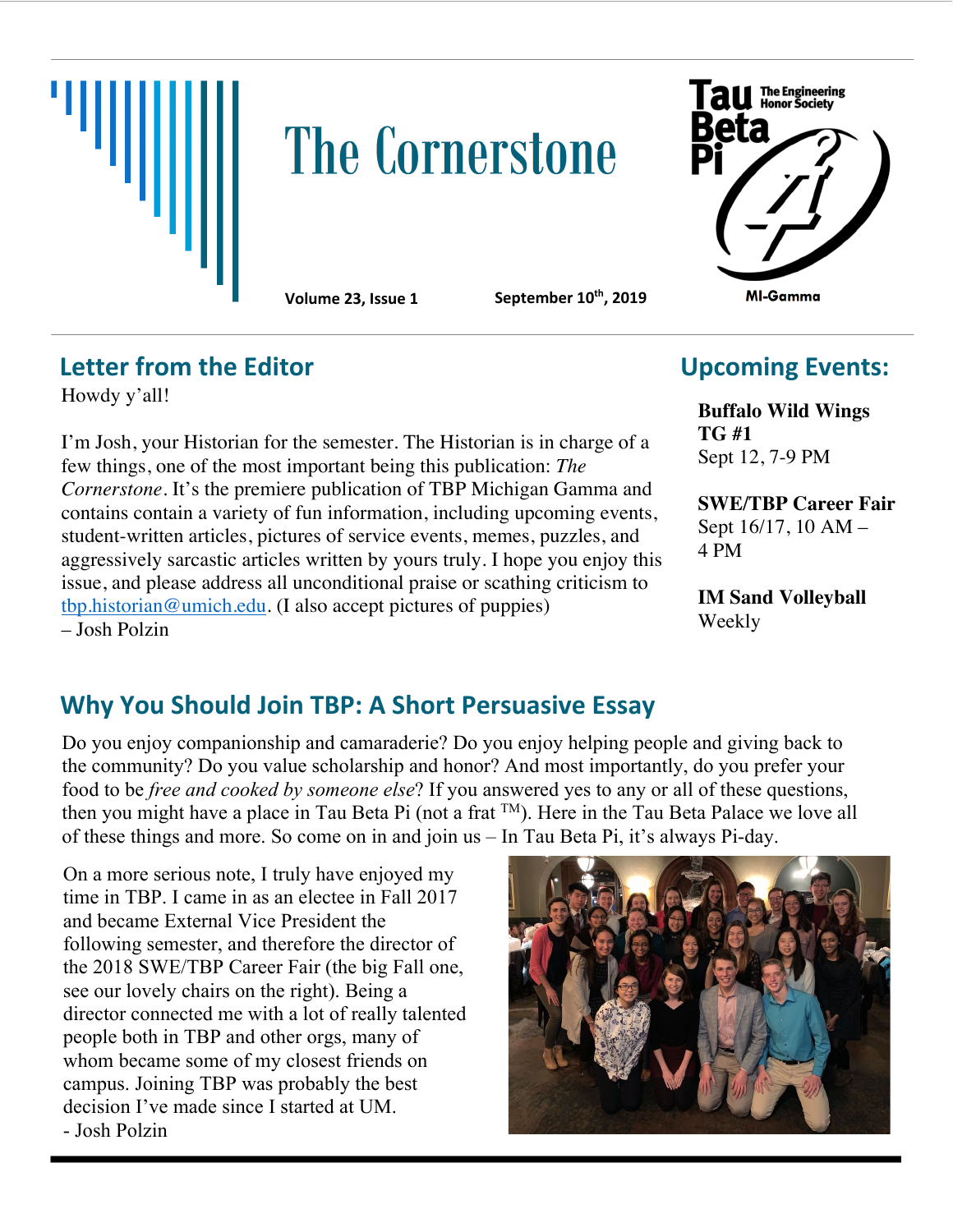# The Cornerstone

**Volume 23, Issue 1** **September 10th, 2019**

Tau Beta Pi — The Engineering Honor Society

MI-Gamma

## Letter from the Editor

Howdy y'all!

I'm Josh, your Historian for the semester. The Historian is in charge of a few things, one of the most important being this publication: *The Cornerstone*. It's the premiere publication of TBP Michigan Gamma and contains contain a variety of fun information, including upcoming events, student-written articles, pictures of service events, memes, puzzles, and aggressively sarcastic articles written by yours truly. I hope you enjoy this issue, and please address all unconditional praise or scathing criticism to tbp.historian@umich.edu. (I also accept pictures of puppies)
– Josh Polzin

## Upcoming Events:

**Buffalo Wild Wings TG #1**
Sept 12, 7-9 PM

**SWE/TBP Career Fair**
Sept 16/17, 10 AM – 4 PM

**IM Sand Volleyball**
Weekly

## Why You Should Join TBP: A Short Persuasive Essay

Do you enjoy companionship and camaraderie? Do you enjoy helping people and giving back to the community? Do you value scholarship and honor? And most importantly, do you prefer your food to be *free and cooked by someone else*? If you answered yes to any or all of these questions, then you might have a place in Tau Beta Pi (not a frat TM). Here in the Tau Beta Palace we love all of these things and more. So come on in and join us – In Tau Beta Pi, it's always Pi-day.

On a more serious note, I truly have enjoyed my time in TBP. I came in as an electee in Fall 2017 and became External Vice President the following semester, and therefore the director of the 2018 SWE/TBP Career Fair (the big Fall one, see our lovely chairs on the right). Being a director connected me with a lot of really talented people both in TBP and other orgs, many of whom became some of my closest friends on campus. Joining TBP was probably the best decision I've made since I started at UM.
- Josh Polzin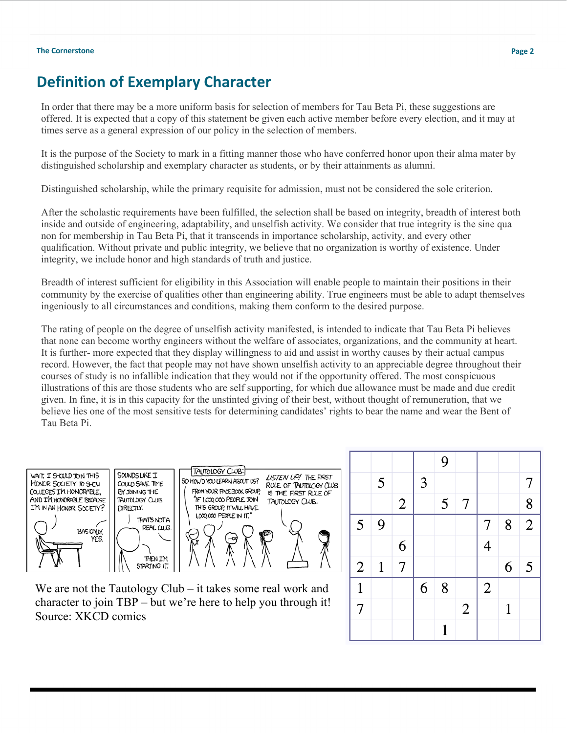## Definition of Exemplary Character

In order that there may be a more uniform basis for selection of members for Tau Beta Pi, these suggestions are offered. It is expected that a copy of this statement be given each active member before every election, and it may at times serve as a general expression of our policy in the selection of members.

It is the purpose of the Society to mark in a fitting manner those who have conferred honor upon their alma mater by distinguished scholarship and exemplary character as students, or by their attainments as alumni.

Distinguished scholarship, while the primary requisite for admission, must not be considered the sole criterion.

After the scholastic requirements have been fulfilled, the selection shall be based on integrity, breadth of interest both inside and outside of engineering, adaptability, and unselfish activity. We consider that true integrity is the sine qua non for membership in Tau Beta Pi, that it transcends in importance scholarship, activity, and every other qualification. Without private and public integrity, we believe that no organization is worthy of existence. Under integrity, we include honor and high standards of truth and justice.

Breadth of interest sufficient for eligibility in this Association will enable people to maintain their positions in their community by the exercise of qualities other than engineering ability. True engineers must be able to adapt themselves ingeniously to all circumstances and conditions, making them conform to the desired purpose.

The rating of people on the degree of unselfish activity manifested, is intended to indicate that Tau Beta Pi believes that none can become worthy engineers without the welfare of associates, organizations, and the community at heart. It is further- more expected that they display willingness to aid and assist in worthy causes by their actual campus record. However, the fact that people may not have shown unselfish activity to an appreciable degree throughout their courses of study is no infallible indication that they would not if the opportunity offered. The most conspicuous illustrations of this are those students who are self supporting, for which due allowance must be made and due credit given. In fine, it is in this capacity for the unstinted giving of their best, without thought of remuneration, that we believe lies one of the most sensitive tests for determining candidates' rights to bear the name and wear the Bent of Tau Beta Pi.

We are not the Tautology Club – it takes some real work and character to join TBP – but we're here to help you through it! Source: XKCD comics

| | | | | | | | | |
|---|---|---|---|---|---|---|---|---|
| | | | | 9 | | | | |
| | 5 | | 3 | | | | | 7 |
| | | 2 | | 5 | 7 | | | 8 |
| 5 | 9 | | | | | 7 | 8 | 2 |
| | | 6 | | | | 4 | | |
| 2 | 1 | 7 | | | | | 6 | 5 |
| 1 | | | 6 | 8 | | 2 | | |
| 7 | | | | | 2 | | 1 | |
| | | | | 1 | | | | |